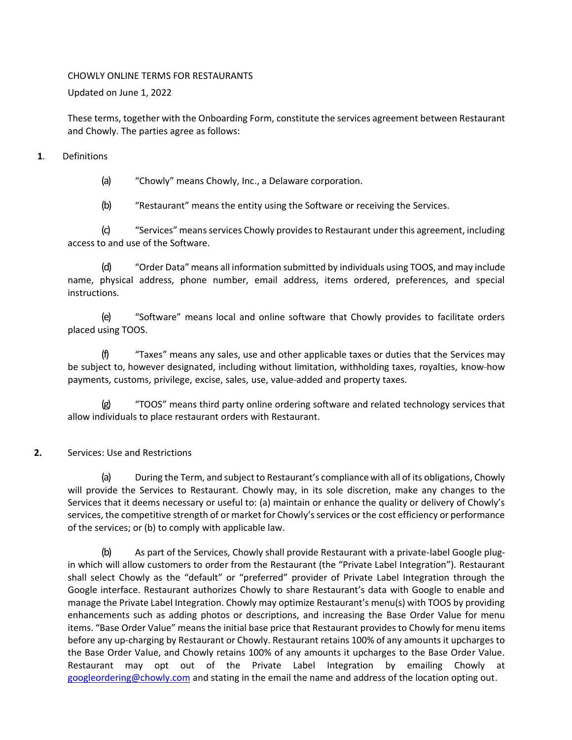CHOWLY ONLINE TERMS FOR RESTAURANTS

Updated on June 1, 2022

These terms, together with the Onboarding Form, constitute the services agreement between Restaurant and Chowly. The parties agree as follows:

**1**. Definitions

(a) "Chowly" means Chowly, Inc., a Delaware corporation.

(b) "Restaurant" means the entity using the Software or receiving the Services.

(c) "Services" means services Chowly provides to Restaurant under this agreement, including access to and use of the Software.

(d) "Order Data" means all information submitted by individuals using TOOS, and may include name, physical address, phone number, email address, items ordered, preferences, and special instructions.

(e) "Software" means local and online software that Chowly provides to facilitate orders placed using TOOS.

(f) "Taxes" means any sales, use and other applicable taxes or duties that the Services may be subject to, however designated, including without limitation, withholding taxes, royalties, know-how payments, customs, privilege, excise, sales, use, value-added and property taxes.

(g) "TOOS" means third party online ordering software and related technology services that allow individuals to place restaurant orders with Restaurant.

**2.** Services: Use and Restrictions

(a) During the Term, and subject to Restaurant's compliance with all of its obligations, Chowly will provide the Services to Restaurant. Chowly may, in its sole discretion, make any changes to the Services that it deems necessary or useful to: (a) maintain or enhance the quality or delivery of Chowly's services, the competitive strength of or market for Chowly's services or the cost efficiency or performance of the services; or (b) to comply with applicable law.

(b) As part of the Services, Chowly shall provide Restaurant with a private-label Google plug-in which will allow customers to order from the Restaurant (the "Private Label Integration"). Restaurant shall select Chowly as the "default" or "preferred" provider of Private Label Integration through the Google interface. Restaurant authorizes Chowly to share Restaurant's data with Google to enable and manage the Private Label Integration. Chowly may optimize Restaurant's menu(s) with TOOS by providing enhancements such as adding photos or descriptions, and increasing the Base Order Value for menu items. "Base Order Value" means the initial base price that Restaurant provides to Chowly for menu items before any up-charging by Restaurant or Chowly. Restaurant retains 100% of any amounts it upcharges to the Base Order Value, and Chowly retains 100% of any amounts it upcharges to the Base Order Value. Restaurant may opt out of the Private Label Integration by emailing Chowly at googleordering@chowly.com and stating in the email the name and address of the location opting out.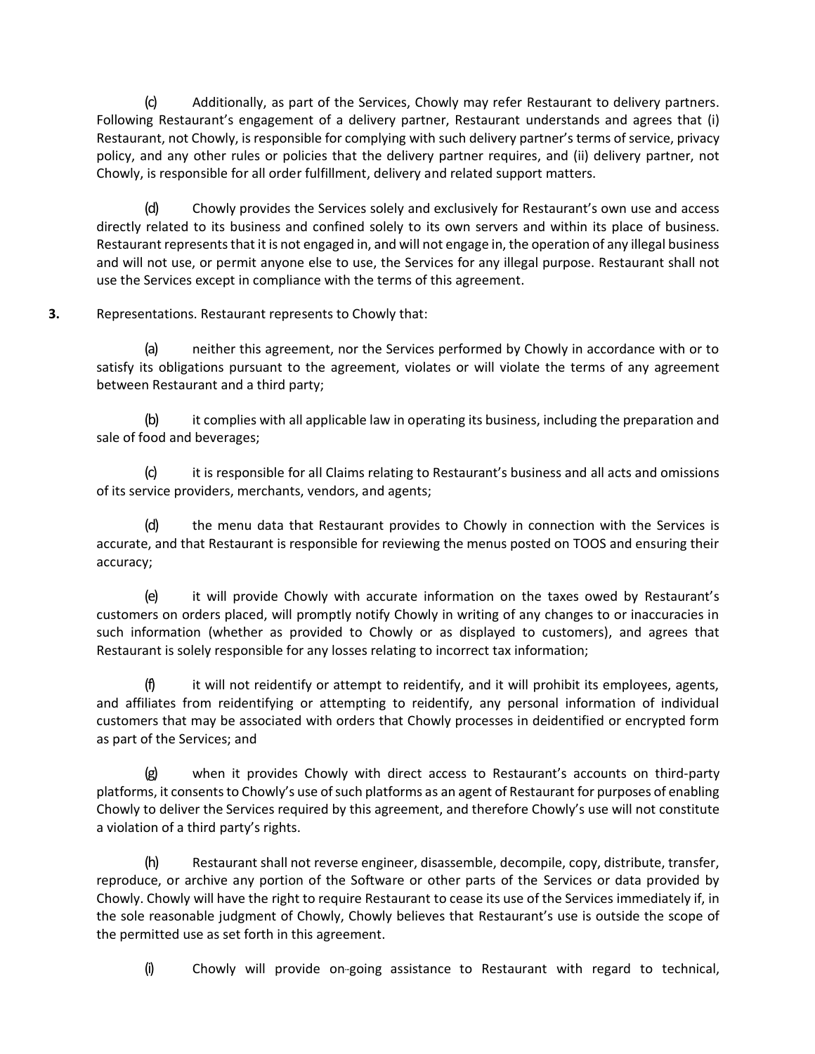(c) Additionally, as part of the Services, Chowly may refer Restaurant to delivery partners. Following Restaurant's engagement of a delivery partner, Restaurant understands and agrees that (i) Restaurant, not Chowly, is responsible for complying with such delivery partner's terms of service, privacy policy, and any other rules or policies that the delivery partner requires, and (ii) delivery partner, not Chowly, is responsible for all order fulfillment, delivery and related support matters.

(d) Chowly provides the Services solely and exclusively for Restaurant's own use and access directly related to its business and confined solely to its own servers and within its place of business. Restaurant represents that it is not engaged in, and will not engage in, the operation of any illegal business and will not use, or permit anyone else to use, the Services for any illegal purpose. Restaurant shall not use the Services except in compliance with the terms of this agreement.

**3.** Representations. Restaurant represents to Chowly that:

(a) neither this agreement, nor the Services performed by Chowly in accordance with or to satisfy its obligations pursuant to the agreement, violates or will violate the terms of any agreement between Restaurant and a third party;

(b) it complies with all applicable law in operating its business, including the preparation and sale of food and beverages;

(c) it is responsible for all Claims relating to Restaurant's business and all acts and omissions of its service providers, merchants, vendors, and agents;

(d) the menu data that Restaurant provides to Chowly in connection with the Services is accurate, and that Restaurant is responsible for reviewing the menus posted on TOOS and ensuring their accuracy;

(e) it will provide Chowly with accurate information on the taxes owed by Restaurant's customers on orders placed, will promptly notify Chowly in writing of any changes to or inaccuracies in such information (whether as provided to Chowly or as displayed to customers), and agrees that Restaurant is solely responsible for any losses relating to incorrect tax information;

(f) it will not reidentify or attempt to reidentify, and it will prohibit its employees, agents, and affiliates from reidentifying or attempting to reidentify, any personal information of individual customers that may be associated with orders that Chowly processes in deidentified or encrypted form as part of the Services; and

(g) when it provides Chowly with direct access to Restaurant's accounts on third-party platforms, it consents to Chowly's use of such platforms as an agent of Restaurant for purposes of enabling Chowly to deliver the Services required by this agreement, and therefore Chowly's use will not constitute a violation of a third party's rights.

(h) Restaurant shall not reverse engineer, disassemble, decompile, copy, distribute, transfer, reproduce, or archive any portion of the Software or other parts of the Services or data provided by Chowly. Chowly will have the right to require Restaurant to cease its use of the Services immediately if, in the sole reasonable judgment of Chowly, Chowly believes that Restaurant's use is outside the scope of the permitted use as set forth in this agreement.

(i) Chowly will provide on-going assistance to Restaurant with regard to technical,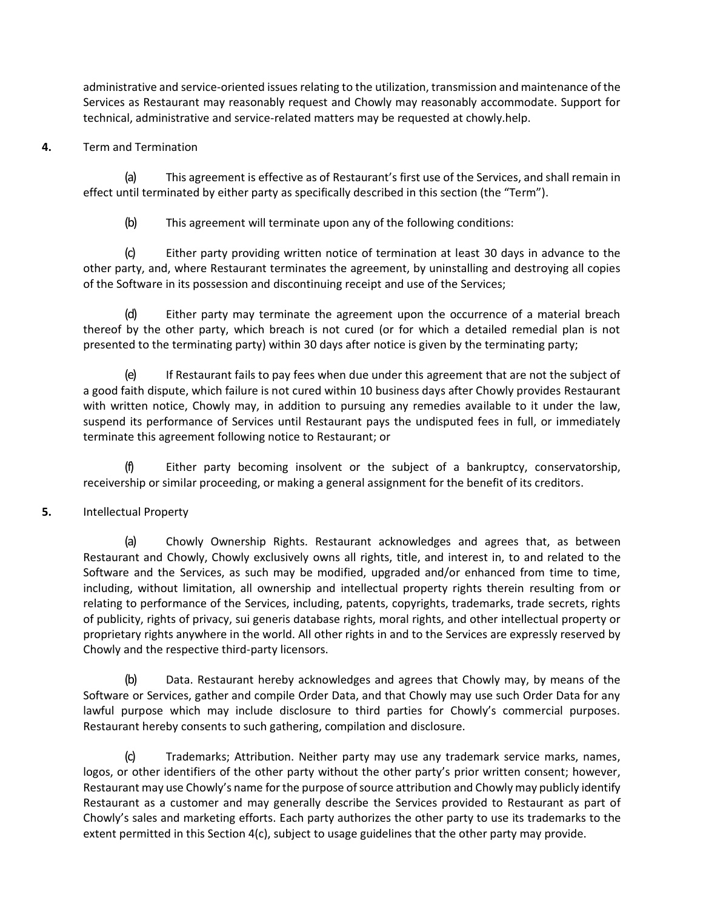administrative and service-oriented issues relating to the utilization, transmission and maintenance of the Services as Restaurant may reasonably request and Chowly may reasonably accommodate. Support for technical, administrative and service-related matters may be requested at chowly.help.

**4.** Term and Termination

(a) This agreement is effective as of Restaurant's first use of the Services, and shall remain in effect until terminated by either party as specifically described in this section (the "Term").

(b) This agreement will terminate upon any of the following conditions:

(c) Either party providing written notice of termination at least 30 days in advance to the other party, and, where Restaurant terminates the agreement, by uninstalling and destroying all copies of the Software in its possession and discontinuing receipt and use of the Services;

(d) Either party may terminate the agreement upon the occurrence of a material breach thereof by the other party, which breach is not cured (or for which a detailed remedial plan is not presented to the terminating party) within 30 days after notice is given by the terminating party;

(e) If Restaurant fails to pay fees when due under this agreement that are not the subject of a good faith dispute, which failure is not cured within 10 business days after Chowly provides Restaurant with written notice, Chowly may, in addition to pursuing any remedies available to it under the law, suspend its performance of Services until Restaurant pays the undisputed fees in full, or immediately terminate this agreement following notice to Restaurant; or

(f) Either party becoming insolvent or the subject of a bankruptcy, conservatorship, receivership or similar proceeding, or making a general assignment for the benefit of its creditors.

**5.** Intellectual Property

(a) Chowly Ownership Rights. Restaurant acknowledges and agrees that, as between Restaurant and Chowly, Chowly exclusively owns all rights, title, and interest in, to and related to the Software and the Services, as such may be modified, upgraded and/or enhanced from time to time, including, without limitation, all ownership and intellectual property rights therein resulting from or relating to performance of the Services, including, patents, copyrights, trademarks, trade secrets, rights of publicity, rights of privacy, sui generis database rights, moral rights, and other intellectual property or proprietary rights anywhere in the world. All other rights in and to the Services are expressly reserved by Chowly and the respective third-party licensors.

(b) Data. Restaurant hereby acknowledges and agrees that Chowly may, by means of the Software or Services, gather and compile Order Data, and that Chowly may use such Order Data for any lawful purpose which may include disclosure to third parties for Chowly's commercial purposes. Restaurant hereby consents to such gathering, compilation and disclosure.

(c) Trademarks; Attribution. Neither party may use any trademark service marks, names, logos, or other identifiers of the other party without the other party's prior written consent; however, Restaurant may use Chowly's name for the purpose of source attribution and Chowly may publicly identify Restaurant as a customer and may generally describe the Services provided to Restaurant as part of Chowly's sales and marketing efforts. Each party authorizes the other party to use its trademarks to the extent permitted in this Section 4(c), subject to usage guidelines that the other party may provide.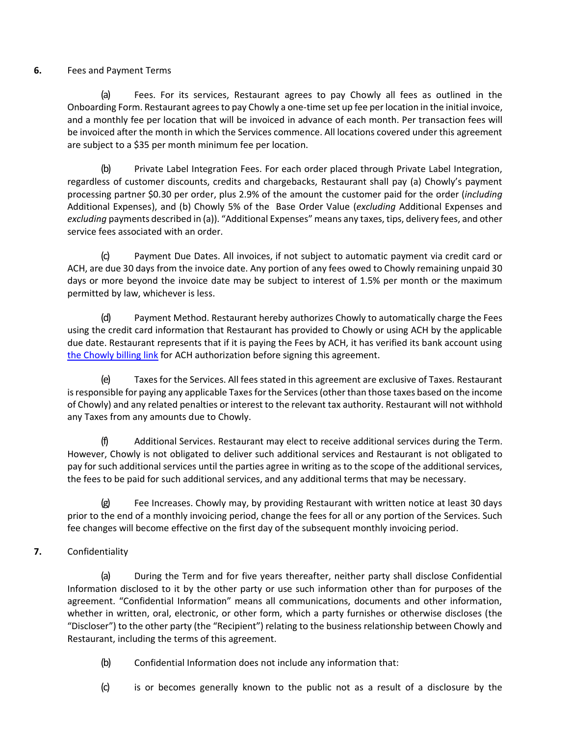**6.** Fees and Payment Terms

(a) Fees. For its services, Restaurant agrees to pay Chowly all fees as outlined in the Onboarding Form. Restaurant agrees to pay Chowly a one-time set up fee per location in the initial invoice, and a monthly fee per location that will be invoiced in advance of each month. Per transaction fees will be invoiced after the month in which the Services commence. All locations covered under this agreement are subject to a $35 per month minimum fee per location.

(b) Private Label Integration Fees. For each order placed through Private Label Integration, regardless of customer discounts, credits and chargebacks, Restaurant shall pay (a) Chowly's payment processing partner $0.30 per order, plus 2.9% of the amount the customer paid for the order (*including* Additional Expenses), and (b) Chowly 5% of the Base Order Value (*excluding* Additional Expenses and *excluding* payments described in (a)). "Additional Expenses" means any taxes, tips, delivery fees, and other service fees associated with an order.

(c) Payment Due Dates. All invoices, if not subject to automatic payment via credit card or ACH, are due 30 days from the invoice date. Any portion of any fees owed to Chowly remaining unpaid 30 days or more beyond the invoice date may be subject to interest of 1.5% per month or the maximum permitted by law, whichever is less.

(d) Payment Method. Restaurant hereby authorizes Chowly to automatically charge the Fees using the credit card information that Restaurant has provided to Chowly or using ACH by the applicable due date. Restaurant represents that if it is paying the Fees by ACH, it has verified its bank account using the Chowly billing link for ACH authorization before signing this agreement.

(e) Taxes for the Services. All fees stated in this agreement are exclusive of Taxes. Restaurant is responsible for paying any applicable Taxes for the Services (other than those taxes based on the income of Chowly) and any related penalties or interest to the relevant tax authority. Restaurant will not withhold any Taxes from any amounts due to Chowly.

(f) Additional Services. Restaurant may elect to receive additional services during the Term. However, Chowly is not obligated to deliver such additional services and Restaurant is not obligated to pay for such additional services until the parties agree in writing as to the scope of the additional services, the fees to be paid for such additional services, and any additional terms that may be necessary.

(g) Fee Increases. Chowly may, by providing Restaurant with written notice at least 30 days prior to the end of a monthly invoicing period, change the fees for all or any portion of the Services. Such fee changes will become effective on the first day of the subsequent monthly invoicing period.

**7.** Confidentiality

(a) During the Term and for five years thereafter, neither party shall disclose Confidential Information disclosed to it by the other party or use such information other than for purposes of the agreement. "Confidential Information" means all communications, documents and other information, whether in written, oral, electronic, or other form, which a party furnishes or otherwise discloses (the "Discloser") to the other party (the "Recipient") relating to the business relationship between Chowly and Restaurant, including the terms of this agreement.

(b) Confidential Information does not include any information that:

(c) is or becomes generally known to the public not as a result of a disclosure by the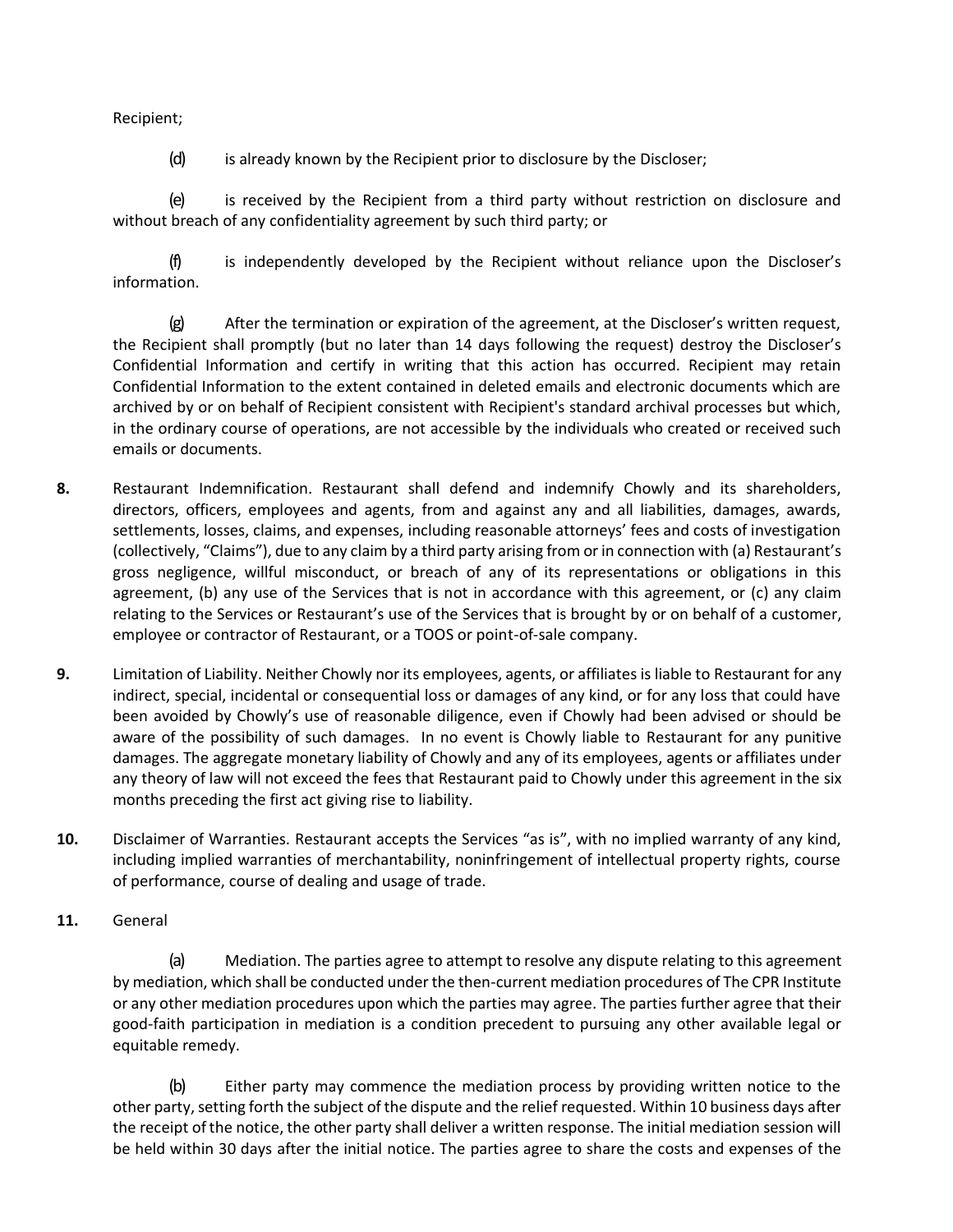Recipient;

(d) is already known by the Recipient prior to disclosure by the Discloser;

(e) is received by the Recipient from a third party without restriction on disclosure and without breach of any confidentiality agreement by such third party; or

(f) is independently developed by the Recipient without reliance upon the Discloser's information.

(g) After the termination or expiration of the agreement, at the Discloser's written request, the Recipient shall promptly (but no later than 14 days following the request) destroy the Discloser's Confidential Information and certify in writing that this action has occurred. Recipient may retain Confidential Information to the extent contained in deleted emails and electronic documents which are archived by or on behalf of Recipient consistent with Recipient's standard archival processes but which, in the ordinary course of operations, are not accessible by the individuals who created or received such emails or documents.

**8.** Restaurant Indemnification. Restaurant shall defend and indemnify Chowly and its shareholders, directors, officers, employees and agents, from and against any and all liabilities, damages, awards, settlements, losses, claims, and expenses, including reasonable attorneys' fees and costs of investigation (collectively, "Claims"), due to any claim by a third party arising from or in connection with (a) Restaurant's gross negligence, willful misconduct, or breach of any of its representations or obligations in this agreement, (b) any use of the Services that is not in accordance with this agreement, or (c) any claim relating to the Services or Restaurant's use of the Services that is brought by or on behalf of a customer, employee or contractor of Restaurant, or a TOOS or point-of-sale company.

**9.** Limitation of Liability. Neither Chowly nor its employees, agents, or affiliates is liable to Restaurant for any indirect, special, incidental or consequential loss or damages of any kind, or for any loss that could have been avoided by Chowly's use of reasonable diligence, even if Chowly had been advised or should be aware of the possibility of such damages. In no event is Chowly liable to Restaurant for any punitive damages. The aggregate monetary liability of Chowly and any of its employees, agents or affiliates under any theory of law will not exceed the fees that Restaurant paid to Chowly under this agreement in the six months preceding the first act giving rise to liability.

**10.** Disclaimer of Warranties. Restaurant accepts the Services "as is", with no implied warranty of any kind, including implied warranties of merchantability, noninfringement of intellectual property rights, course of performance, course of dealing and usage of trade.

**11.** General

(a) Mediation. The parties agree to attempt to resolve any dispute relating to this agreement by mediation, which shall be conducted under the then-current mediation procedures of The CPR Institute or any other mediation procedures upon which the parties may agree. The parties further agree that their good-faith participation in mediation is a condition precedent to pursuing any other available legal or equitable remedy.

(b) Either party may commence the mediation process by providing written notice to the other party, setting forth the subject of the dispute and the relief requested. Within 10 business days after the receipt of the notice, the other party shall deliver a written response. The initial mediation session will be held within 30 days after the initial notice. The parties agree to share the costs and expenses of the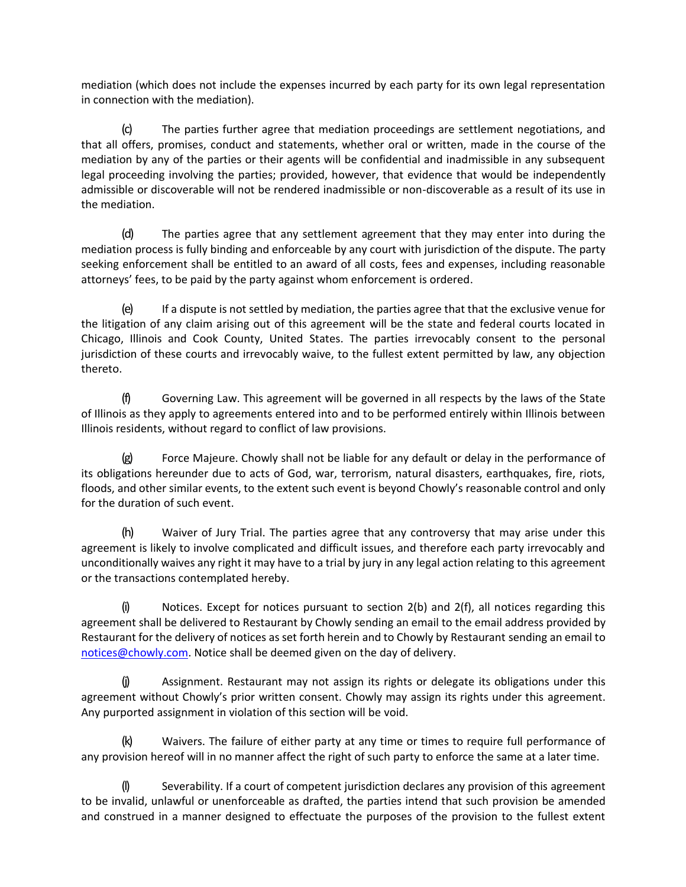mediation (which does not include the expenses incurred by each party for its own legal representation in connection with the mediation).

(c) The parties further agree that mediation proceedings are settlement negotiations, and that all offers, promises, conduct and statements, whether oral or written, made in the course of the mediation by any of the parties or their agents will be confidential and inadmissible in any subsequent legal proceeding involving the parties; provided, however, that evidence that would be independently admissible or discoverable will not be rendered inadmissible or non-discoverable as a result of its use in the mediation.

(d) The parties agree that any settlement agreement that they may enter into during the mediation process is fully binding and enforceable by any court with jurisdiction of the dispute. The party seeking enforcement shall be entitled to an award of all costs, fees and expenses, including reasonable attorneys' fees, to be paid by the party against whom enforcement is ordered.

(e) If a dispute is not settled by mediation, the parties agree that that the exclusive venue for the litigation of any claim arising out of this agreement will be the state and federal courts located in Chicago, Illinois and Cook County, United States. The parties irrevocably consent to the personal jurisdiction of these courts and irrevocably waive, to the fullest extent permitted by law, any objection thereto.

(f) Governing Law. This agreement will be governed in all respects by the laws of the State of Illinois as they apply to agreements entered into and to be performed entirely within Illinois between Illinois residents, without regard to conflict of law provisions.

(g) Force Majeure. Chowly shall not be liable for any default or delay in the performance of its obligations hereunder due to acts of God, war, terrorism, natural disasters, earthquakes, fire, riots, floods, and other similar events, to the extent such event is beyond Chowly's reasonable control and only for the duration of such event.

(h) Waiver of Jury Trial. The parties agree that any controversy that may arise under this agreement is likely to involve complicated and difficult issues, and therefore each party irrevocably and unconditionally waives any right it may have to a trial by jury in any legal action relating to this agreement or the transactions contemplated hereby.

(i) Notices. Except for notices pursuant to section 2(b) and 2(f), all notices regarding this agreement shall be delivered to Restaurant by Chowly sending an email to the email address provided by Restaurant for the delivery of notices as set forth herein and to Chowly by Restaurant sending an email to notices@chowly.com. Notice shall be deemed given on the day of delivery.

(j) Assignment. Restaurant may not assign its rights or delegate its obligations under this agreement without Chowly's prior written consent. Chowly may assign its rights under this agreement. Any purported assignment in violation of this section will be void.

(k) Waivers. The failure of either party at any time or times to require full performance of any provision hereof will in no manner affect the right of such party to enforce the same at a later time.

(l) Severability. If a court of competent jurisdiction declares any provision of this agreement to be invalid, unlawful or unenforceable as drafted, the parties intend that such provision be amended and construed in a manner designed to effectuate the purposes of the provision to the fullest extent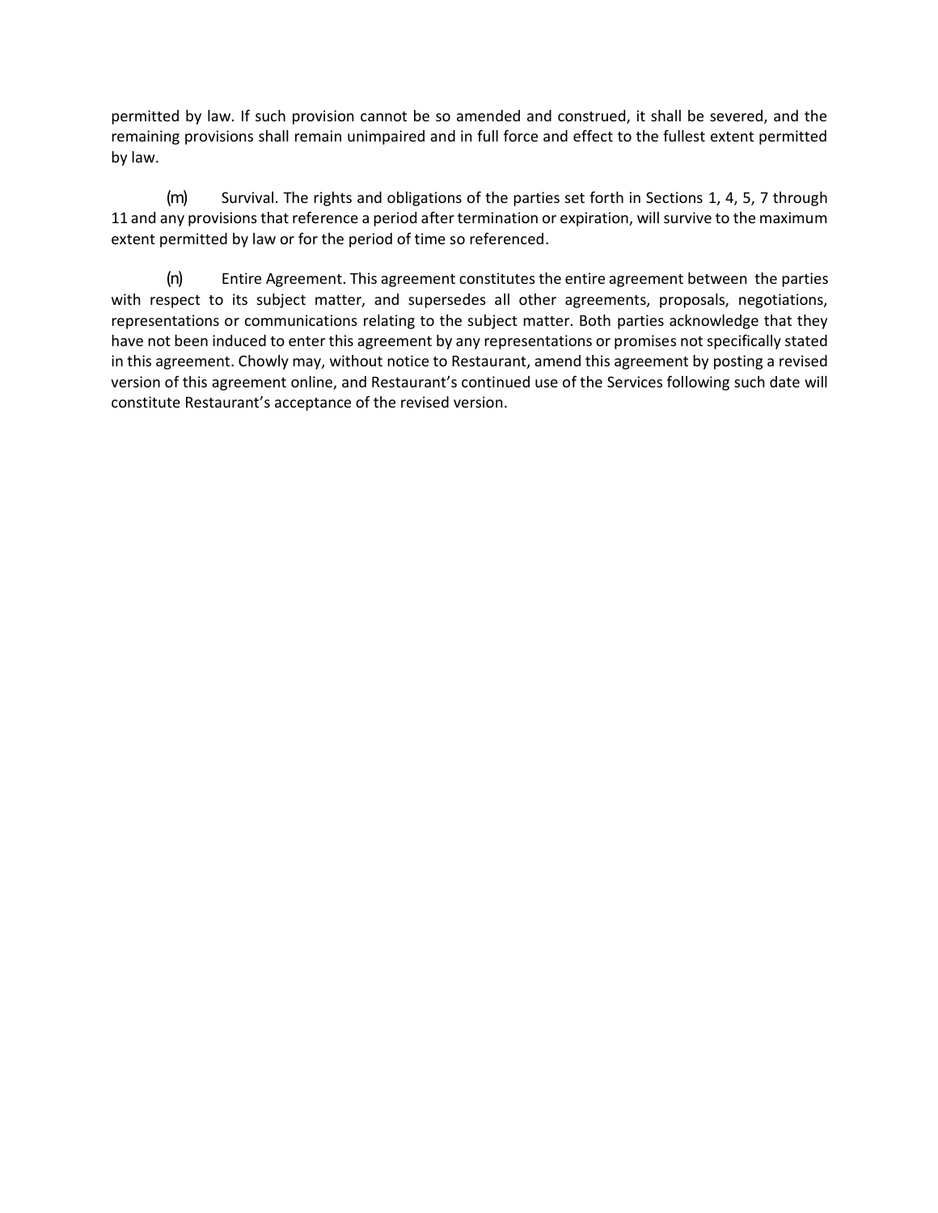permitted by law. If such provision cannot be so amended and construed, it shall be severed, and the remaining provisions shall remain unimpaired and in full force and effect to the fullest extent permitted by law.

(m) Survival. The rights and obligations of the parties set forth in Sections 1, 4, 5, 7 through 11 and any provisions that reference a period after termination or expiration, will survive to the maximum extent permitted by law or for the period of time so referenced.

(n) Entire Agreement. This agreement constitutes the entire agreement between the parties with respect to its subject matter, and supersedes all other agreements, proposals, negotiations, representations or communications relating to the subject matter. Both parties acknowledge that they have not been induced to enter this agreement by any representations or promises not specifically stated in this agreement. Chowly may, without notice to Restaurant, amend this agreement by posting a revised version of this agreement online, and Restaurant's continued use of the Services following such date will constitute Restaurant's acceptance of the revised version.